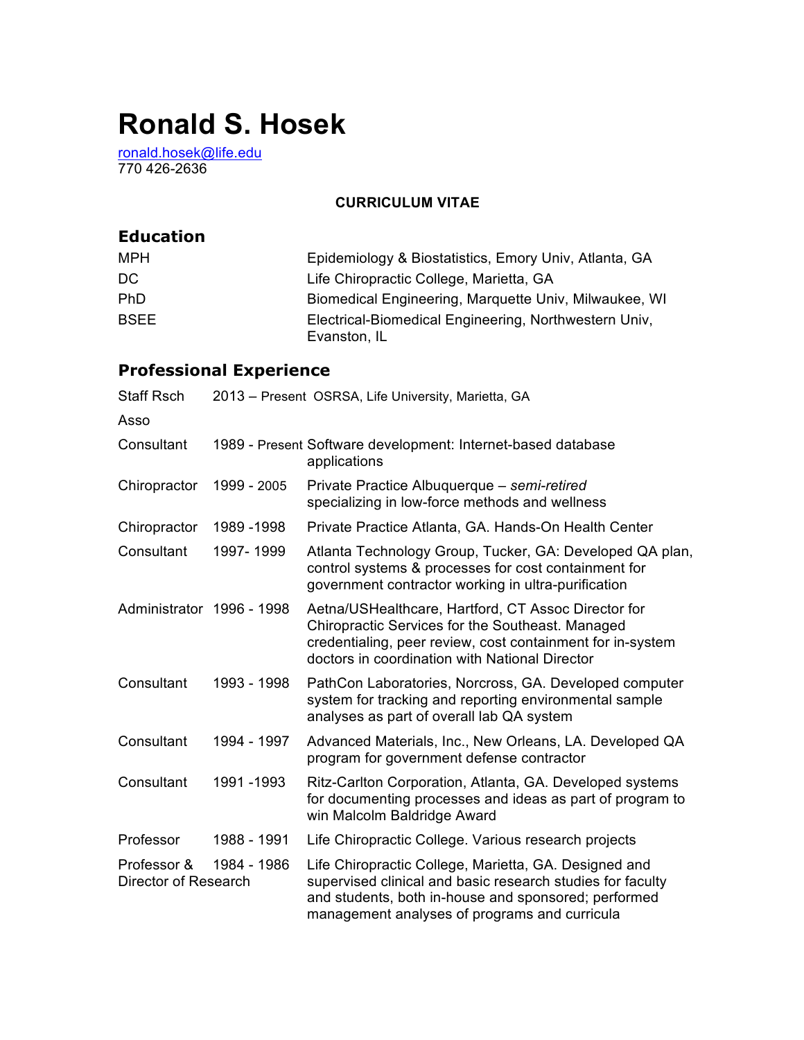# Ronald S. Hosek

ronald.hosek@life.edu
770 426-2636

**CURRICULUM VITAE**

## Education

| | |
|---|---|
| MPH | Epidemiology & Biostatistics, Emory Univ, Atlanta, GA |
| DC | Life Chiropractic College, Marietta, GA |
| PhD | Biomedical Engineering, Marquette Univ, Milwaukee, WI |
| BSEE | Electrical-Biomedical Engineering, Northwestern Univ, Evanston, IL |

## Professional Experience

| | | |
|---|---|---|
| Staff Rsch Asso | 2013 – Present | OSRSA, Life University, Marietta, GA |
| Consultant | 1989 - Present | Software development: Internet-based database applications |
| Chiropractor | 1999 - 2005 | Private Practice Albuquerque – *semi-retired* specializing in low-force methods and wellness |
| Chiropractor | 1989 -1998 | Private Practice Atlanta, GA. Hands-On Health Center |
| Consultant | 1997- 1999 | Atlanta Technology Group, Tucker, GA: Developed QA plan, control systems & processes for cost containment for government contractor working in ultra-purification |
| Administrator | 1996 - 1998 | Aetna/USHealthcare, Hartford, CT Assoc Director for Chiropractic Services for the Southeast. Managed credentialing, peer review, cost containment for in-system doctors in coordination with National Director |
| Consultant | 1993 - 1998 | PathCon Laboratories, Norcross, GA. Developed computer system for tracking and reporting environmental sample analyses as part of overall lab QA system |
| Consultant | 1994 - 1997 | Advanced Materials, Inc., New Orleans, LA. Developed QA program for government defense contractor |
| Consultant | 1991 -1993 | Ritz-Carlton Corporation, Atlanta, GA. Developed systems for documenting processes and ideas as part of program to win Malcolm Baldridge Award |
| Professor | 1988 - 1991 | Life Chiropractic College. Various research projects |
| Professor & Director of Research | 1984 - 1986 | Life Chiropractic College, Marietta, GA. Designed and supervised clinical and basic research studies for faculty and students, both in-house and sponsored; performed management analyses of programs and curricula |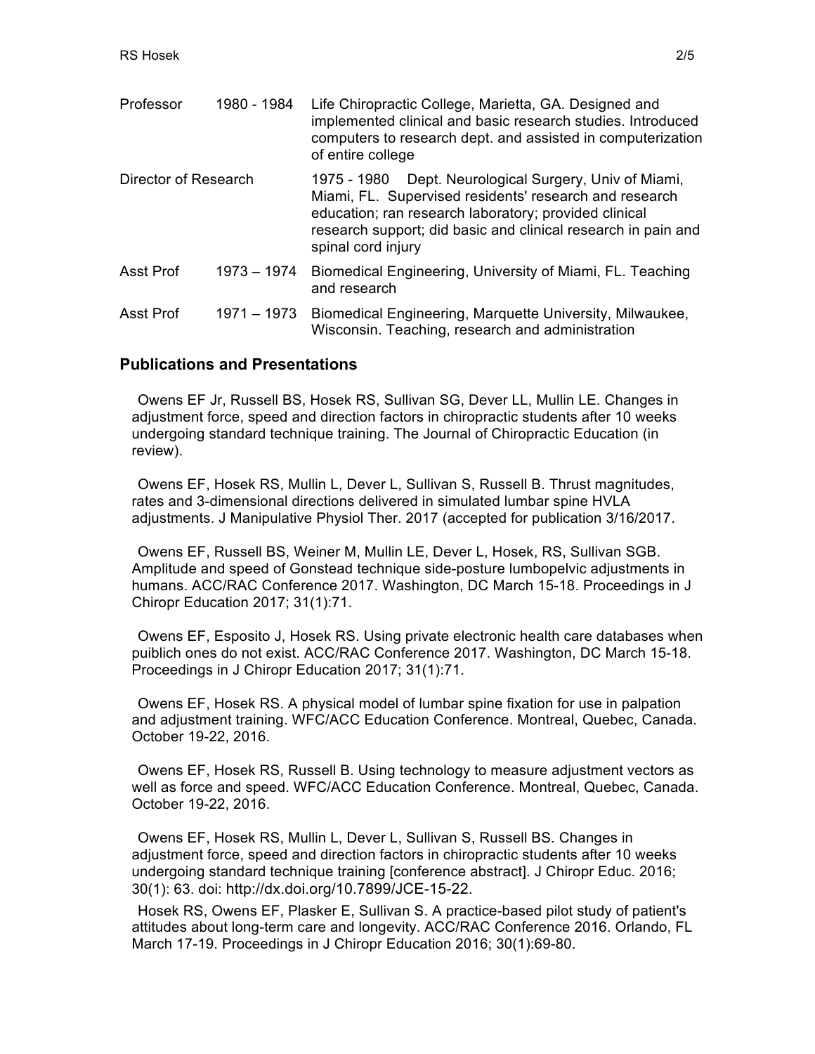| | | |
|---|---|---|
| Professor | 1980 - 1984 | Life Chiropractic College, Marietta, GA. Designed and implemented clinical and basic research studies. Introduced computers to research dept. and assisted in computerization of entire college |
| Director of Research | 1975 - 1980 | Dept. Neurological Surgery, Univ of Miami, Miami, FL. Supervised residents' research and research education; ran research laboratory; provided clinical research support; did basic and clinical research in pain and spinal cord injury |
| Asst Prof | 1973 – 1974 | Biomedical Engineering, University of Miami, FL. Teaching and research |
| Asst Prof | 1971 – 1973 | Biomedical Engineering, Marquette University, Milwaukee, Wisconsin. Teaching, research and administration |

## Publications and Presentations

Owens EF Jr, Russell BS, Hosek RS, Sullivan SG, Dever LL, Mullin LE. Changes in adjustment force, speed and direction factors in chiropractic students after 10 weeks undergoing standard technique training. The Journal of Chiropractic Education (in review).

Owens EF, Hosek RS, Mullin L, Dever L, Sullivan S, Russell B. Thrust magnitudes, rates and 3-dimensional directions delivered in simulated lumbar spine HVLA adjustments. J Manipulative Physiol Ther. 2017 (accepted for publication 3/16/2017.

Owens EF, Russell BS, Weiner M, Mullin LE, Dever L, Hosek, RS, Sullivan SGB. Amplitude and speed of Gonstead technique side-posture lumbopelvic adjustments in humans. ACC/RAC Conference 2017. Washington, DC March 15-18. Proceedings in J Chiropr Education 2017; 31(1):71.

Owens EF, Esposito J, Hosek RS. Using private electronic health care databases when puiblich ones do not exist. ACC/RAC Conference 2017. Washington, DC March 15-18. Proceedings in J Chiropr Education 2017; 31(1):71.

Owens EF, Hosek RS. A physical model of lumbar spine fixation for use in palpation and adjustment training. WFC/ACC Education Conference. Montreal, Quebec, Canada. October 19-22, 2016.

Owens EF, Hosek RS, Russell B. Using technology to measure adjustment vectors as well as force and speed. WFC/ACC Education Conference. Montreal, Quebec, Canada. October 19-22, 2016.

Owens EF, Hosek RS, Mullin L, Dever L, Sullivan S, Russell BS. Changes in adjustment force, speed and direction factors in chiropractic students after 10 weeks undergoing standard technique training [conference abstract]. J Chiropr Educ. 2016; 30(1): 63. doi: http://dx.doi.org/10.7899/JCE-15-22.

Hosek RS, Owens EF, Plasker E, Sullivan S. A practice-based pilot study of patient's attitudes about long-term care and longevity. ACC/RAC Conference 2016. Orlando, FL March 17-19. Proceedings in J Chiropr Education 2016; 30(1):69-80.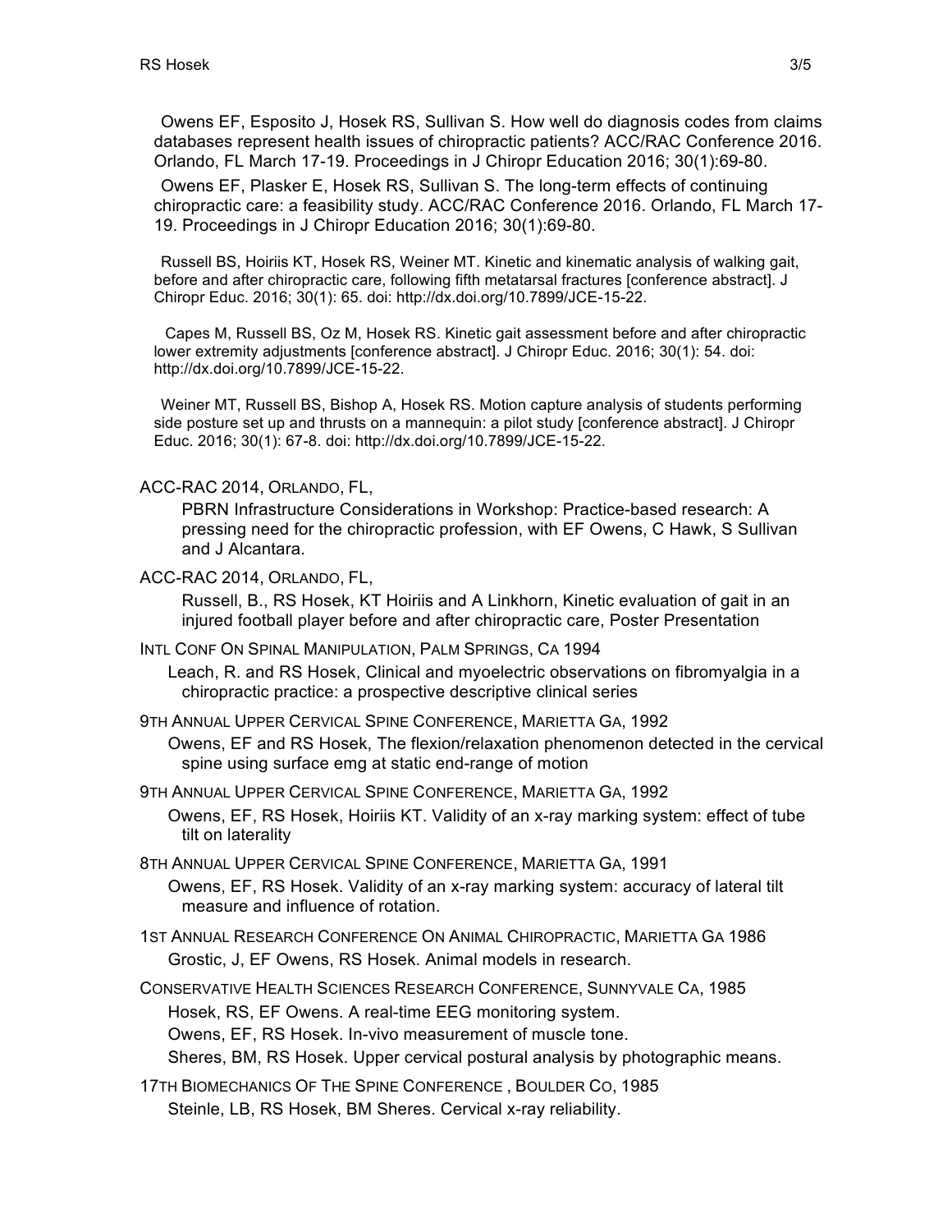Owens EF, Esposito J, Hosek RS, Sullivan S. How well do diagnosis codes from claims databases represent health issues of chiropractic patients? ACC/RAC Conference 2016. Orlando, FL March 17-19. Proceedings in J Chiropr Education 2016; 30(1):69-80.

Owens EF, Plasker E, Hosek RS, Sullivan S. The long-term effects of continuing chiropractic care: a feasibility study. ACC/RAC Conference 2016. Orlando, FL March 17-19. Proceedings in J Chiropr Education 2016; 30(1):69-80.

Russell BS, Hoiriis KT, Hosek RS, Weiner MT. Kinetic and kinematic analysis of walking gait, before and after chiropractic care, following fifth metatarsal fractures [conference abstract]. J Chiropr Educ. 2016; 30(1): 65. doi: http://dx.doi.org/10.7899/JCE-15-22.

Capes M, Russell BS, Oz M, Hosek RS. Kinetic gait assessment before and after chiropractic lower extremity adjustments [conference abstract]. J Chiropr Educ. 2016; 30(1): 54. doi: http://dx.doi.org/10.7899/JCE-15-22.

Weiner MT, Russell BS, Bishop A, Hosek RS. Motion capture analysis of students performing side posture set up and thrusts on a mannequin: a pilot study [conference abstract]. J Chiropr Educ. 2016; 30(1): 67-8. doi: http://dx.doi.org/10.7899/JCE-15-22.

ACC-RAC 2014, Orlando, FL,

PBRN Infrastructure Considerations in Workshop: Practice-based research: A pressing need for the chiropractic profession, with EF Owens, C Hawk, S Sullivan and J Alcantara.

ACC-RAC 2014, Orlando, FL,

Russell, B., RS Hosek, KT Hoiriis and A Linkhorn, Kinetic evaluation of gait in an injured football player before and after chiropractic care, Poster Presentation

Intl Conf On Spinal Manipulation, Palm Springs, Ca 1994

Leach, R. and RS Hosek, Clinical and myoelectric observations on fibromyalgia in a chiropractic practice: a prospective descriptive clinical series

9th Annual Upper Cervical Spine Conference, Marietta Ga, 1992

Owens, EF and RS Hosek, The flexion/relaxation phenomenon detected in the cervical spine using surface emg at static end-range of motion

9th Annual Upper Cervical Spine Conference, Marietta Ga, 1992

Owens, EF, RS Hosek, Hoiriis KT. Validity of an x-ray marking system: effect of tube tilt on laterality

8th Annual Upper Cervical Spine Conference, Marietta Ga, 1991

Owens, EF, RS Hosek. Validity of an x-ray marking system: accuracy of lateral tilt measure and influence of rotation.

1st Annual Research Conference On Animal Chiropractic, Marietta Ga 1986

Grostic, J, EF Owens, RS Hosek. Animal models in research.

Conservative Health Sciences Research Conference, Sunnyvale Ca, 1985

Hosek, RS, EF Owens. A real-time EEG monitoring system.

Owens, EF, RS Hosek. In-vivo measurement of muscle tone.

Sheres, BM, RS Hosek. Upper cervical postural analysis by photographic means.

17th Biomechanics Of The Spine Conference , Boulder Co, 1985

Steinle, LB, RS Hosek, BM Sheres. Cervical x-ray reliability.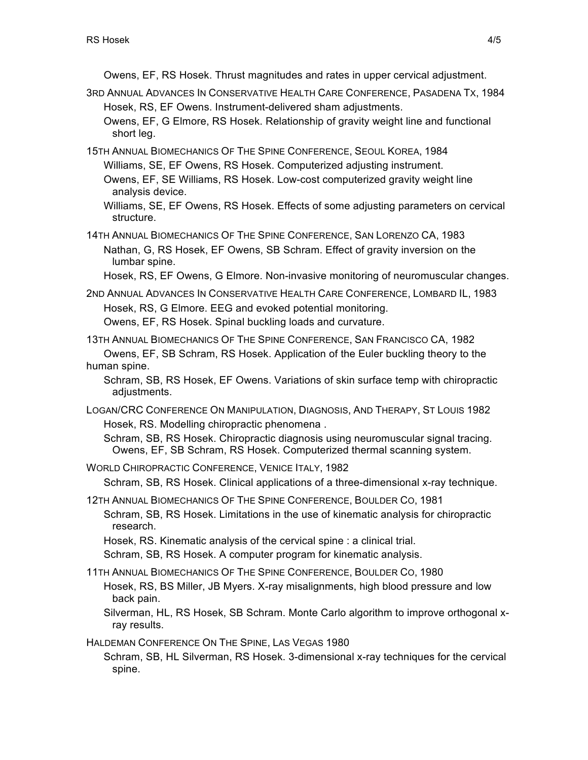Owens, EF, RS Hosek. Thrust magnitudes and rates in upper cervical adjustment.

3RD ANNUAL ADVANCES IN CONSERVATIVE HEALTH CARE CONFERENCE, PASADENA TX, 1984

- Hosek, RS, EF Owens. Instrument-delivered sham adjustments.
- Owens, EF, G Elmore, RS Hosek. Relationship of gravity weight line and functional short leg.

15TH ANNUAL BIOMECHANICS OF THE SPINE CONFERENCE, SEOUL KOREA, 1984

- Williams, SE, EF Owens, RS Hosek. Computerized adjusting instrument.
- Owens, EF, SE Williams, RS Hosek. Low-cost computerized gravity weight line analysis device.
- Williams, SE, EF Owens, RS Hosek. Effects of some adjusting parameters on cervical structure.

14TH ANNUAL BIOMECHANICS OF THE SPINE CONFERENCE, SAN LORENZO CA, 1983

- Nathan, G, RS Hosek, EF Owens, SB Schram. Effect of gravity inversion on the lumbar spine.
- Hosek, RS, EF Owens, G Elmore. Non-invasive monitoring of neuromuscular changes.

2ND ANNUAL ADVANCES IN CONSERVATIVE HEALTH CARE CONFERENCE, LOMBARD IL, 1983

- Hosek, RS, G Elmore. EEG and evoked potential monitoring.
- Owens, EF, RS Hosek. Spinal buckling loads and curvature.

13TH ANNUAL BIOMECHANICS OF THE SPINE CONFERENCE, SAN FRANCISCO CA, 1982

- Owens, EF, SB Schram, RS Hosek. Application of the Euler buckling theory to the human spine.
- Schram, SB, RS Hosek, EF Owens. Variations of skin surface temp with chiropractic adjustments.

LOGAN/CRC CONFERENCE ON MANIPULATION, DIAGNOSIS, AND THERAPY, ST LOUIS 1982

- Hosek, RS. Modelling chiropractic phenomena .
- Schram, SB, RS Hosek. Chiropractic diagnosis using neuromuscular signal tracing.
- Owens, EF, SB Schram, RS Hosek. Computerized thermal scanning system.

WORLD CHIROPRACTIC CONFERENCE, VENICE ITALY, 1982

- Schram, SB, RS Hosek. Clinical applications of a three-dimensional x-ray technique.

12TH ANNUAL BIOMECHANICS OF THE SPINE CONFERENCE, BOULDER CO, 1981

- Schram, SB, RS Hosek. Limitations in the use of kinematic analysis for chiropractic research.
- Hosek, RS. Kinematic analysis of the cervical spine : a clinical trial.
- Schram, SB, RS Hosek. A computer program for kinematic analysis.

11TH ANNUAL BIOMECHANICS OF THE SPINE CONFERENCE, BOULDER CO, 1980

- Hosek, RS, BS Miller, JB Myers. X-ray misalignments, high blood pressure and low back pain.
- Silverman, HL, RS Hosek, SB Schram. Monte Carlo algorithm to improve orthogonal x-ray results.

HALDEMAN CONFERENCE ON THE SPINE, LAS VEGAS 1980

- Schram, SB, HL Silverman, RS Hosek. 3-dimensional x-ray techniques for the cervical spine.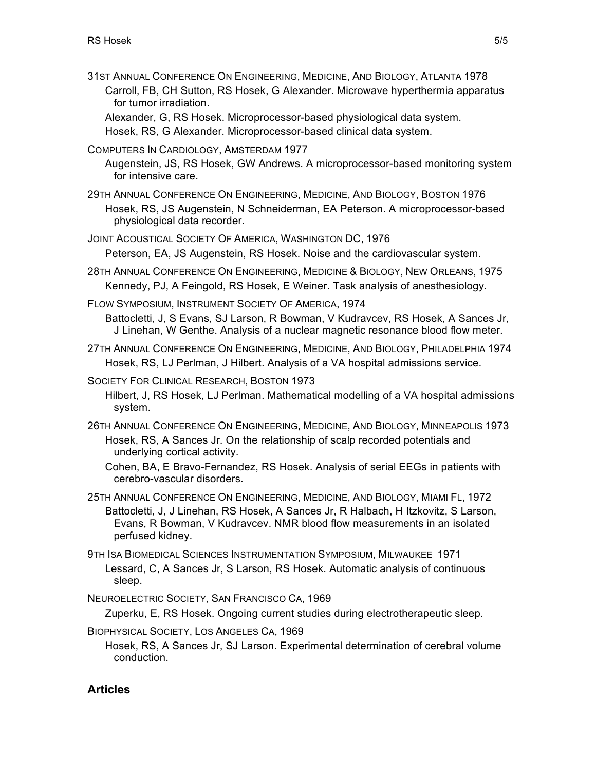31ST ANNUAL CONFERENCE ON ENGINEERING, MEDICINE, AND BIOLOGY, ATLANTA 1978

Carroll, FB, CH Sutton, RS Hosek, G Alexander. Microwave hyperthermia apparatus for tumor irradiation.

Alexander, G, RS Hosek. Microprocessor-based physiological data system.

Hosek, RS, G Alexander. Microprocessor-based clinical data system.

COMPUTERS IN CARDIOLOGY, AMSTERDAM 1977

Augenstein, JS, RS Hosek, GW Andrews. A microprocessor-based monitoring system for intensive care.

29TH ANNUAL CONFERENCE ON ENGINEERING, MEDICINE, AND BIOLOGY, BOSTON 1976

Hosek, RS, JS Augenstein, N Schneiderman, EA Peterson. A microprocessor-based physiological data recorder.

JOINT ACOUSTICAL SOCIETY OF AMERICA, WASHINGTON DC, 1976

Peterson, EA, JS Augenstein, RS Hosek. Noise and the cardiovascular system.

28TH ANNUAL CONFERENCE ON ENGINEERING, MEDICINE & BIOLOGY, NEW ORLEANS, 1975

Kennedy, PJ, A Feingold, RS Hosek, E Weiner. Task analysis of anesthesiology.

FLOW SYMPOSIUM, INSTRUMENT SOCIETY OF AMERICA, 1974

Battocletti, J, S Evans, SJ Larson, R Bowman, V Kudravcev, RS Hosek, A Sances Jr, J Linehan, W Genthe. Analysis of a nuclear magnetic resonance blood flow meter.

27TH ANNUAL CONFERENCE ON ENGINEERING, MEDICINE, AND BIOLOGY, PHILADELPHIA 1974

Hosek, RS, LJ Perlman, J Hilbert. Analysis of a VA hospital admissions service.

SOCIETY FOR CLINICAL RESEARCH, BOSTON 1973

Hilbert, J, RS Hosek, LJ Perlman. Mathematical modelling of a VA hospital admissions system.

26TH ANNUAL CONFERENCE ON ENGINEERING, MEDICINE, AND BIOLOGY, MINNEAPOLIS 1973

Hosek, RS, A Sances Jr. On the relationship of scalp recorded potentials and underlying cortical activity.

Cohen, BA, E Bravo-Fernandez, RS Hosek. Analysis of serial EEGs in patients with cerebro-vascular disorders.

25TH ANNUAL CONFERENCE ON ENGINEERING, MEDICINE, AND BIOLOGY, MIAMI FL, 1972

Battocletti, J, J Linehan, RS Hosek, A Sances Jr, R Halbach, H Itzkovitz, S Larson, Evans, R Bowman, V Kudravcev. NMR blood flow measurements in an isolated perfused kidney.

9TH ISA BIOMEDICAL SCIENCES INSTRUMENTATION SYMPOSIUM, MILWAUKEE 1971

Lessard, C, A Sances Jr, S Larson, RS Hosek. Automatic analysis of continuous sleep.

NEUROELECTRIC SOCIETY, SAN FRANCISCO CA, 1969

Zuperku, E, RS Hosek. Ongoing current studies during electrotherapeutic sleep.

BIOPHYSICAL SOCIETY, LOS ANGELES CA, 1969

Hosek, RS, A Sances Jr, SJ Larson. Experimental determination of cerebral volume conduction.

## Articles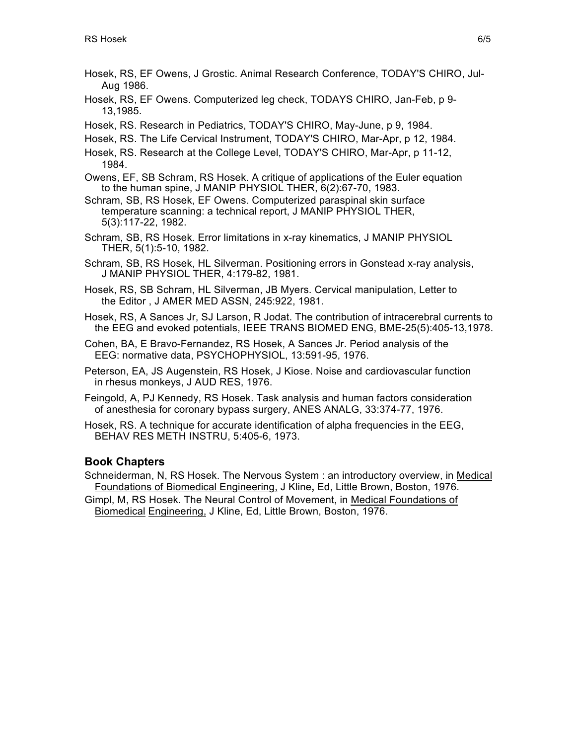Hosek, RS, EF Owens, J Grostic. Animal Research Conference, TODAY'S CHIRO, Jul-Aug 1986.

Hosek, RS, EF Owens. Computerized leg check, TODAYS CHIRO, Jan-Feb, p 9-13,1985.

Hosek, RS. Research in Pediatrics, TODAY'S CHIRO, May-June, p 9, 1984.

Hosek, RS. The Life Cervical Instrument, TODAY'S CHIRO, Mar-Apr, p 12, 1984.

Hosek, RS. Research at the College Level, TODAY'S CHIRO, Mar-Apr, p 11-12, 1984.

Owens, EF, SB Schram, RS Hosek. A critique of applications of the Euler equation to the human spine, J MANIP PHYSIOL THER, 6(2):67-70, 1983.

Schram, SB, RS Hosek, EF Owens. Computerized paraspinal skin surface temperature scanning: a technical report, J MANIP PHYSIOL THER, 5(3):117-22, 1982.

Schram, SB, RS Hosek. Error limitations in x-ray kinematics, J MANIP PHYSIOL THER, 5(1):5-10, 1982.

Schram, SB, RS Hosek, HL Silverman. Positioning errors in Gonstead x-ray analysis, J MANIP PHYSIOL THER, 4:179-82, 1981.

Hosek, RS, SB Schram, HL Silverman, JB Myers. Cervical manipulation, Letter to the Editor , J AMER MED ASSN, 245:922, 1981.

Hosek, RS, A Sances Jr, SJ Larson, R Jodat. The contribution of intracerebral currents to the EEG and evoked potentials, IEEE TRANS BIOMED ENG, BME-25(5):405-13,1978.

Cohen, BA, E Bravo-Fernandez, RS Hosek, A Sances Jr. Period analysis of the EEG: normative data, PSYCHOPHYSIOL, 13:591-95, 1976.

Peterson, EA, JS Augenstein, RS Hosek, J Kiose. Noise and cardiovascular function in rhesus monkeys, J AUD RES, 1976.

Feingold, A, PJ Kennedy, RS Hosek. Task analysis and human factors consideration of anesthesia for coronary bypass surgery, ANES ANALG, 33:374-77, 1976.

Hosek, RS. A technique for accurate identification of alpha frequencies in the EEG, BEHAV RES METH INSTRU, 5:405-6, 1973.

### Book Chapters

Schneiderman, N, RS Hosek. The Nervous System : an introductory overview, in Medical Foundations of Biomedical Engineering, J Kline**,** Ed, Little Brown, Boston, 1976.

Gimpl, M, RS Hosek. The Neural Control of Movement, in Medical Foundations of Biomedical Engineering, J Kline, Ed, Little Brown, Boston, 1976.